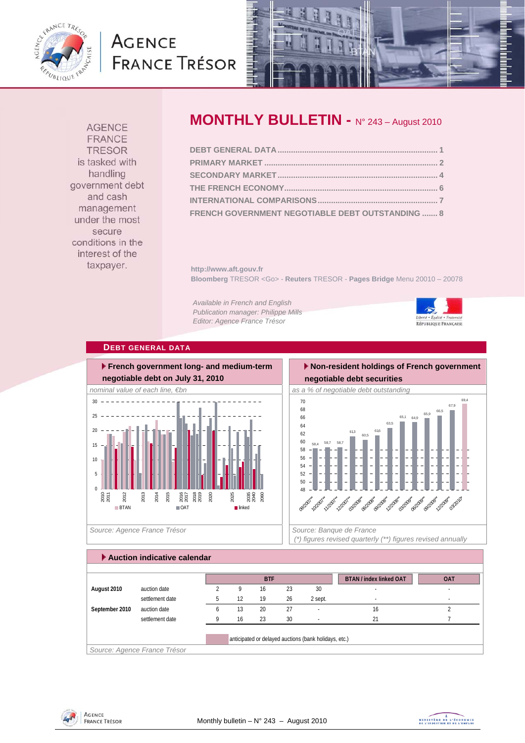# MONTHLY BULLETIN - N° 243 – August 2010

AGENCE FRANCE TRESOR is tasked with handling government debt and cash management under the most secure conditions in the interest of the taxpayer.

DEBT GENERAL DATA ........ 1
PRIMARY MARKET ........ 2
SECONDARY MARKET ........ 4
THE FRENCH ECONOMY ........ 6
INTERNATIONAL COMPARISONS ........ 7
FRENCH GOVERNMENT NEGOTIABLE DEBT OUTSTANDING ....... 8

http://www.aft.gouv.fr
**Bloomberg** TRESOR <Go> - **Reuters** TRESOR - **Pages Bridge** Menu 20010 – 20078

*Available in French and English*
*Publication manager: Philippe Mills*
*Editor: Agence France Trésor*

## DEBT GENERAL DATA

### French government long- and medium-term negotiable debt on July 31, 2010

*nominal value of each line, €bn*

*Source: Agence France Trésor*

### Non-resident holdings of French government negotiable debt securities

*as a % of negotiable debt outstanding*

| Date | % |
|---|---|
| 09/2007** | 58,4 |
| 10/2007** | 58,7 |
| 11/2007** | 58,7 |
| 12/2007** | 61,3 |
| 03/2008** | 60,5 |
| 06/2008** | 61,6 |
| 09/2008** | 63,5 |
| 12/2008** | 65,1 |
| 03/2009** | 64,9 |
| 06/2009** | 65,9 |
| 09/2009** | 66,5 |
| 12/2009** | 67,9 |
| 03/2010* | 69,4 |

*Source: Banque de France*
*(\*) figures revised quarterly (\*\*) figures revised annually*

### Auction indicative calendar

| | | BTF | | | | | BTAN / index linked OAT | OAT |
|---|---|---|---|---|---|---|---|---|
| **August 2010** | auction date | 2 | 9 | 16 | 23 | 30 | - | - |
| | settlement date | 5 | 12 | 19 | 26 | 2 sept. | - | - |
| **September 2010** | auction date | 6 | 13 | 20 | 27 | - | 16 | 2 |
| | settlement date | 9 | 16 | 23 | 30 | - | 21 | 7 |

anticipated or delayed auctions (bank holidays, etc.)

*Source: Agence France Trésor*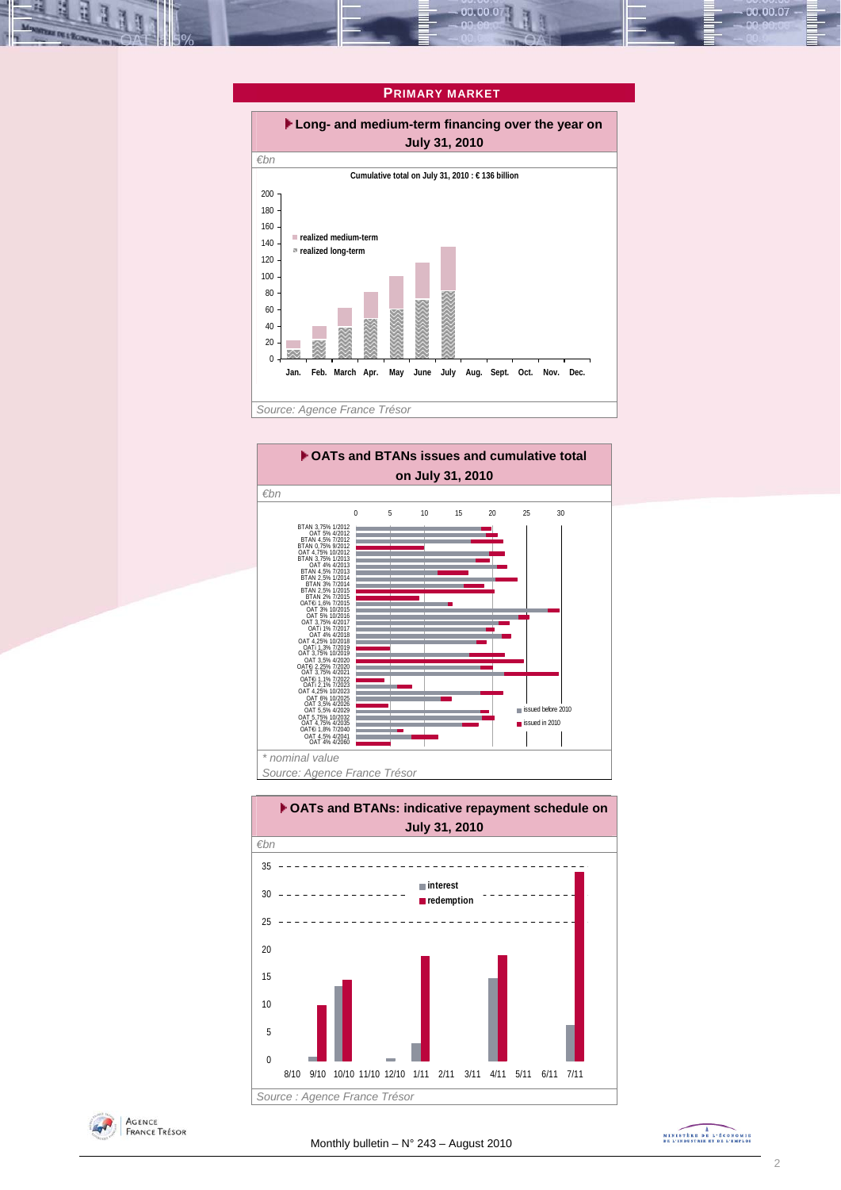## PRIMARY MARKET

### Long- and medium-term financing over the year on July 31, 2010

€bn

Cumulative total on July 31, 2010 : € 136 billion

- realized medium-term
- realized long-term

Jan. Feb. March Apr. May June July Aug. Sept. Oct. Nov. Dec.

Source: Agence France Trésor

### OATs and BTANs issues and cumulative total on July 31, 2010

€bn

BTAN 3,75% 1/2012, OAT 5% 4/2012, BTAN 4,5% 7/2012, BTAN 0,75% 9/2012, OAT 4,75% 10/2012, BTAN 3,75% 1/2013, OAT 4% 4/2013, BTAN 4,5% 7/2013, BTAN 2,5% 1/2014, BTAN 3% 7/2014, BTAN 2,5% 1/2015, BTAN 2% 7/2015, OAT€i 1,6% 7/2015, OAT 3% 10/2015, OAT 5% 10/2016, OAT 3,75% 4/2017, OATi 1% 7/2017, OAT 4% 4/2018, OAT 4,25% 10/2018, OATi 1,3% 7/2019, OAT 3,75% 10/2019, OAT 3,5% 4/2020, OAT€i 2,25% 7/2020, OAT 3,75% 4/2021, OAT€i 1,1% 7/2022, OATi 2,1% 7/2023, OAT 4,25% 10/2023, OAT 6% 10/2025, OAT 3,5% 4/2026, OAT 5,5% 4/2029, OAT 5,75% 10/2032, OAT 4,75% 4/2035, OAT€i 1,8% 7/2040, OAT 4,5% 4/2041, OAT 4% 4/2060

- issued before 2010
- issued in 2010

\* nominal value

Source: Agence France Trésor

### OATs and BTANs: indicative repayment schedule on July 31, 2010

€bn

- interest
- redemption

8/10 9/10 10/10 11/10 12/10 1/11 2/11 3/11 4/11 5/11 6/11 7/11

Source : Agence France Trésor

Monthly bulletin – N° 243 – August 2010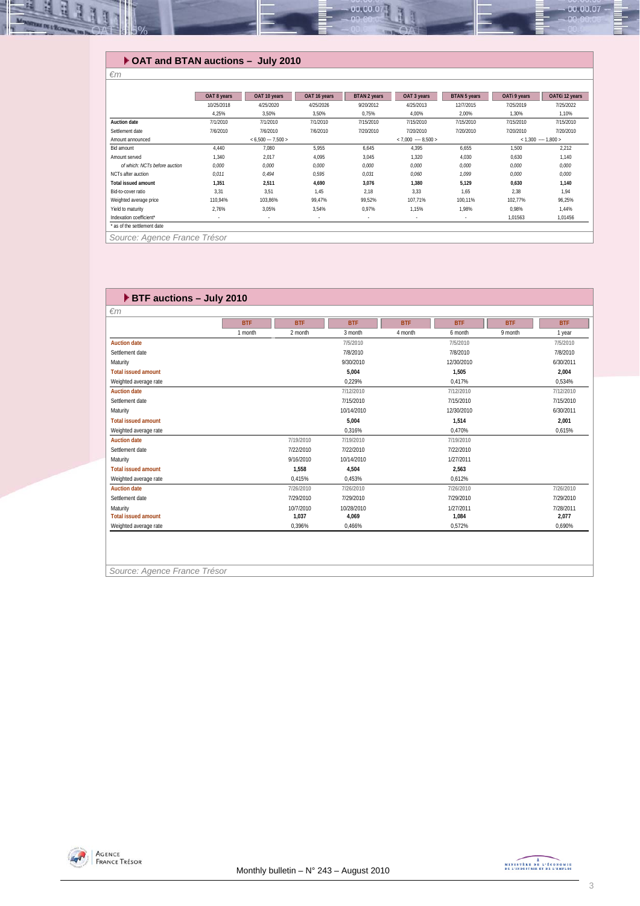## OAT and BTAN auctions – July 2010

*€m*

| | OAT 8 years | OAT 10 years | OAT 16 years | BTAN 2 years | OAT 3 years | BTAN 5 years | OATi 9 years | OAT€i 12 years |
|---|---|---|---|---|---|---|---|---|
| | 10/25/2018 | 4/25/2020 | 4/25/2026 | 9/20/2012 | 4/25/2013 | 12/7/2015 | 7/25/2019 | 7/25/2022 |
| | 4,25% | 3,50% | 3,50% | 0,75% | 4,00% | 2,00% | 1,30% | 1,10% |
| **Auction date** | 7/1/2010 | 7/1/2010 | 7/1/2010 | 7/15/2010 | 7/15/2010 | 7/15/2010 | 7/15/2010 | 7/15/2010 |
| Settlement date | 7/6/2010 | 7/6/2010 | 7/6/2010 | 7/20/2010 | 7/20/2010 | 7/20/2010 | 7/20/2010 | 7/20/2010 |
| Amount announced | | < 6,500 --- 7,500 > | | | < 7,000 ---- 8,500 > | | < 1,300 ---- 1,800 > | |
| Bid amount | 4,440 | 7,080 | 5,955 | 6,645 | 4,395 | 6,655 | 1,500 | 2,212 |
| Amount served | 1,340 | 2,017 | 4,095 | 3,045 | 1,320 | 4,030 | 0,630 | 1,140 |
| *of which: NCTs before auction* | *0,000* | *0,000* | *0,000* | *0,000* | *0,000* | *0,000* | *0,000* | *0,000* |
| NCTs after auction | *0,011* | *0,494* | *0,595* | *0,031* | *0,060* | *1,099* | *0,000* | *0,000* |
| **Total issued amount** | **1,351** | **2,511** | **4,690** | **3,076** | **1,380** | **5,129** | **0,630** | **1,140** |
| Bid-to-cover ratio | 3,31 | 3,51 | 1,45 | 2,18 | 3,33 | 1,65 | 2,38 | 1,94 |
| Weighted average price | 110,94% | 103,86% | 99,47% | 99,52% | 107,71% | 100,11% | 102,77% | 96,25% |
| Yield to maturity | 2,76% | 3,05% | 3,54% | 0,97% | 1,15% | 1,98% | 0,98% | 1,44% |
| Indexation coefficient* | - | - | - | - | - | - | 1,01563 | 1,01456 |

\* as of the settlement date

*Source: Agence France Trésor*

## BTF auctions – July 2010

*€m*

| | BTF | BTF | BTF | BTF | BTF | BTF | BTF |
|---|---|---|---|---|---|---|---|
| | 1 month | 2 month | 3 month | 4 month | 6 month | 9 month | 1 year |
| **Auction date** | | | 7/5/2010 | | 7/5/2010 | | 7/5/2010 |
| Settlement date | | | 7/8/2010 | | 7/8/2010 | | 7/8/2010 |
| Maturity | | | 9/30/2010 | | 12/30/2010 | | 6/30/2011 |
| **Total issued amount** | | | **5,004** | | **1,505** | | **2,004** |
| Weighted average rate | | | 0,229% | | 0,417% | | 0,534% |
| **Auction date** | | | 7/12/2010 | | 7/12/2010 | | 7/12/2010 |
| Settlement date | | | 7/15/2010 | | 7/15/2010 | | 7/15/2010 |
| Maturity | | | 10/14/2010 | | 12/30/2010 | | 6/30/2011 |
| **Total issued amount** | | | **5,004** | | **1,514** | | **2,001** |
| Weighted average rate | | | 0,316% | | 0,470% | | 0,615% |
| **Auction date** | | 7/19/2010 | 7/19/2010 | | 7/19/2010 | | |
| Settlement date | | 7/22/2010 | 7/22/2010 | | 7/22/2010 | | |
| Maturity | | 9/16/2010 | 10/14/2010 | | 1/27/2011 | | |
| **Total issued amount** | | **1,558** | **4,504** | | **2,563** | | |
| Weighted average rate | | 0,415% | 0,453% | | 0,612% | | |
| **Auction date** | | 7/26/2010 | 7/26/2010 | | 7/26/2010 | | 7/26/2010 |
| Settlement date | | 7/29/2010 | 7/29/2010 | | 7/29/2010 | | 7/29/2010 |
| Maturity | | 10/7/2010 | 10/28/2010 | | 1/27/2011 | | 7/28/2011 |
| **Total issued amount** | | **1,037** | **4,069** | | **1,084** | | **2,077** |
| Weighted average rate | | 0,396% | 0,466% | | 0,572% | | 0,690% |

*Source: Agence France Trésor*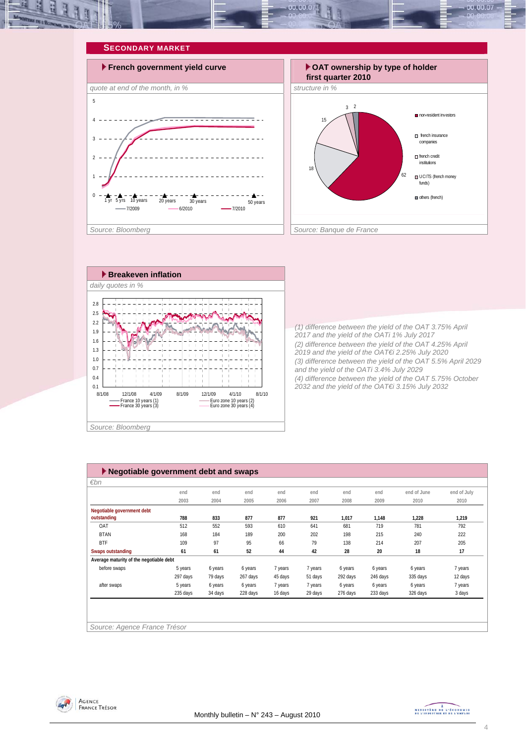## SECONDARY MARKET

### French government yield curve

*quote at end of the month, in %*

5
4
3
2
1
0

1 yr · 5 yrs · 10 years · 20 years · 30 years · 50 years

— 7/2009 — 6/2010 — 7/2010

*Source: Bloomberg*

### OAT ownership by type of holder first quarter 2010

*structure in %*

- non-resident investors: 62
- french insurance companies: 18
- french credit institutions: 15
- UCITS (french money funds): 3
- others (french): 2

*Source: Banque de France*

### Breakeven inflation

*daily quotes in %*

2.8, 2.5, 2.2, 1.9, 1.6, 1.3, 1.0, 0.7, 0.4, 0.1

8/1/08 · 12/1/08 · 4/1/09 · 8/1/09 · 12/1/09 · 4/1/10 · 8/1/10

— France 10 years (1)
— France 30 years (3)
— Euro zone 10 years (2)
— Euro zone 30 years (4)

*Source: Bloomberg*

*(1) difference between the yield of the OAT 3.75% April 2017 and the yield of the OATi 1% July 2017*
*(2) difference between the yield of the OAT 4.25% April 2019 and the yield of the OAT€i 2.25% July 2020*
*(3) difference between the yield of the OAT 5.5% April 2029 and the yield of the OATi 3.4% July 2029*
*(4) difference between the yield of the OAT 5.75% October 2032 and the yield of the OAT€i 3.15% July 2032*

### Negotiable government debt and swaps

*€bn*

| | end 2003 | end 2004 | end 2005 | end 2006 | end 2007 | end 2008 | end 2009 | end of June 2010 | end of July 2010 |
|---|---|---|---|---|---|---|---|---|---|
| **Negotiable government debt outstanding** | **788** | **833** | **877** | **877** | **921** | **1,017** | **1,148** | **1,228** | **1,219** |
| OAT | 512 | 552 | 593 | 610 | 641 | 681 | 719 | 781 | 792 |
| BTAN | 168 | 184 | 189 | 200 | 202 | 198 | 215 | 240 | 222 |
| BTF | 109 | 97 | 95 | 66 | 79 | 138 | 214 | 207 | 205 |
| **Swaps outstanding** | **61** | **61** | **52** | **44** | **42** | **28** | **20** | **18** | **17** |
| **Average maturity of the negotiable debt** | | | | | | | | | |
| before swaps | 5 years | 6 years | 6 years | 7 years | 7 years | 6 years | 6 years | 6 years | 7 years |
| | 297 days | 79 days | 267 days | 45 days | 51 days | 292 days | 246 days | 335 days | 12 days |
| after swaps | 5 years | 6 years | 6 years | 7 years | 7 years | 6 years | 6 years | 6 years | 7 years |
| | 235 days | 34 days | 228 days | 16 days | 29 days | 276 days | 233 days | 326 days | 3 days |

*Source: Agence France Trésor*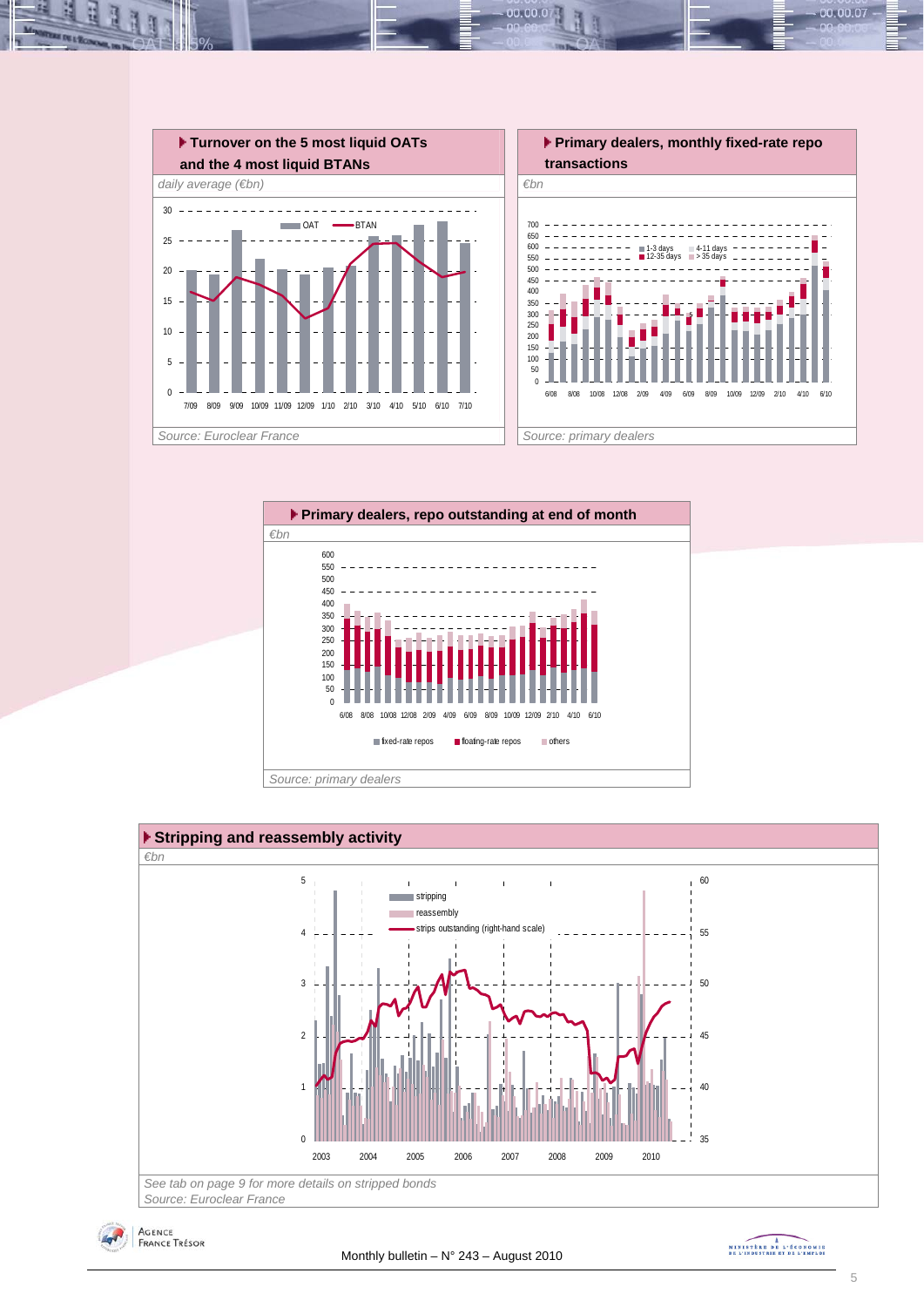### Turnover on the 5 most liquid OATs and the 4 most liquid BTANs

*daily average (€bn)*

OAT — BTAN

30, 25, 20, 15, 10, 5, 0

7/09 8/09 9/09 10/09 11/09 12/09 1/10 2/10 3/10 4/10 5/10 6/10 7/10

*Source: Euroclear France*

### Primary dealers, monthly fixed-rate repo transactions

*€bn*

1-3 days — 4-11 days — 12-35 days — > 35 days

700, 650, 600, 550, 500, 450, 400, 350, 300, 250, 200, 150, 100, 50, 0

6/08 8/08 10/08 12/08 2/09 4/09 6/09 8/09 10/09 12/09 2/10 4/10 6/10

*Source: primary dealers*

### Primary dealers, repo outstanding at end of month

*€bn*

600, 550, 500, 450, 400, 350, 300, 250, 200, 150, 100, 50, 0

6/08 8/08 10/08 12/08 2/09 4/09 6/09 8/09 10/09 12/09 2/10 4/10 6/10

fixed-rate repos — floating-rate repos — others

*Source: primary dealers*

### Stripping and reassembly activity

*€bn*

stripping — reassembly — strips outstanding (right-hand scale)

Left scale: 5, 4, 3, 2, 1, 0 — Right scale: 60, 55, 50, 45, 40, 35

2003 2004 2005 2006 2007 2008 2009 2010

*See tab on page 9 for more details on stripped bonds*

*Source: Euroclear France*

Monthly bulletin – N° 243 – August 2010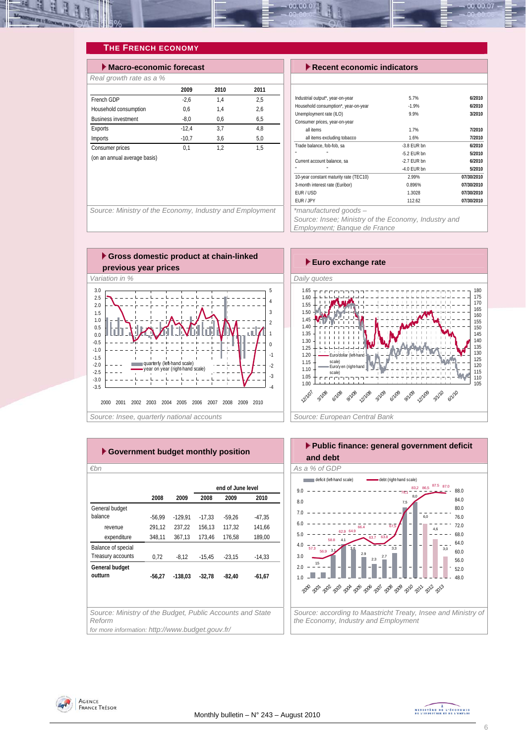# THE FRENCH ECONOMY

## Macro-economic forecast

*Real growth rate as a %*

| | 2009 | 2010 | 2011 |
|---|---|---|---|
| French GDP | -2,6 | 1,4 | 2,5 |
| Household consumption | 0,6 | 1,4 | 2,6 |
| Business investment | -8,0 | 0,6 | 6,5 |
| Exports | -12,4 | 3,7 | 4,8 |
| Imports | -10,7 | 3,6 | 5,0 |
| Consumer prices | 0,1 | 1,2 | 1,5 |
| (on an annual average basis) | | | |

*Source: Ministry of the Economy, Industry and Employment*

## Recent economic indicators

| | | |
|---|---|---|
| Industrial output*, year-on-year | 5.7% | 6/2010 |
| Household consumption*, year-on-year | -1.9% | 6/2010 |
| Unemployment rate (ILO) | 9.9% | 3/2010 |
| Consumer prices, year-on-year | | |
| all items | 1.7% | 7/2010 |
| all items excluding tobacco | 1.6% | 7/2010 |
| Trade balance, fob-fob, sa | -3.8 EUR bn | 6/2010 |
| " " | -5.2 EUR bn | 5/2010 |
| Current account balance, sa | -2.7 EUR bn | 6/2010 |
| " " | -4.0 EUR bn | 5/2010 |
| 10-year constant maturity rate (TEC10) | 2.99% | 07/30/2010 |
| 3-month interest rate (Euribor) | 0.896% | 07/30/2010 |
| EUR / USD | 1.3028 | 07/30/2010 |
| EUR / JPY | 112.62 | 07/30/2010 |

*manufactured goods –

*Source: Insee; Ministry of the Economy, Industry and Employment; Banque de France*

## Gross domestic product at chain-linked previous year prices

*Variation in %*

*Source: Insee, quarterly national accounts*

## Euro exchange rate

*Daily quotes*

*Source: European Central Bank*

## Government budget monthly position

*€bn*

| | 2008 | 2009 | end of June level 2008 | 2009 | 2010 |
|---|---|---|---|---|---|
| General budget balance | -56,99 | -129,91 | -17,33 | -59,26 | -47,35 |
| revenue | 291,12 | 237,22 | 156,13 | 117,32 | 141,66 |
| expenditure | 348,11 | 367,13 | 173,46 | 176,58 | 189,00 |
| Balance of special Treasury accounts | 0,72 | -8,12 | -15,45 | -23,15 | -14,33 |
| **General budget outturn** | **-56,27** | **-138,03** | **-32,78** | **-82,40** | **-61,67** |

*Source: Ministry of the Budget, Public Accounts and State Reform*

*for more information: http://www.budget.gouv.fr/*

## Public finance: general government deficit and debt

*As a % of GDP*

*Source: according to Maastricht Treaty, Insee and Ministry of the Economy, Industry and Employment*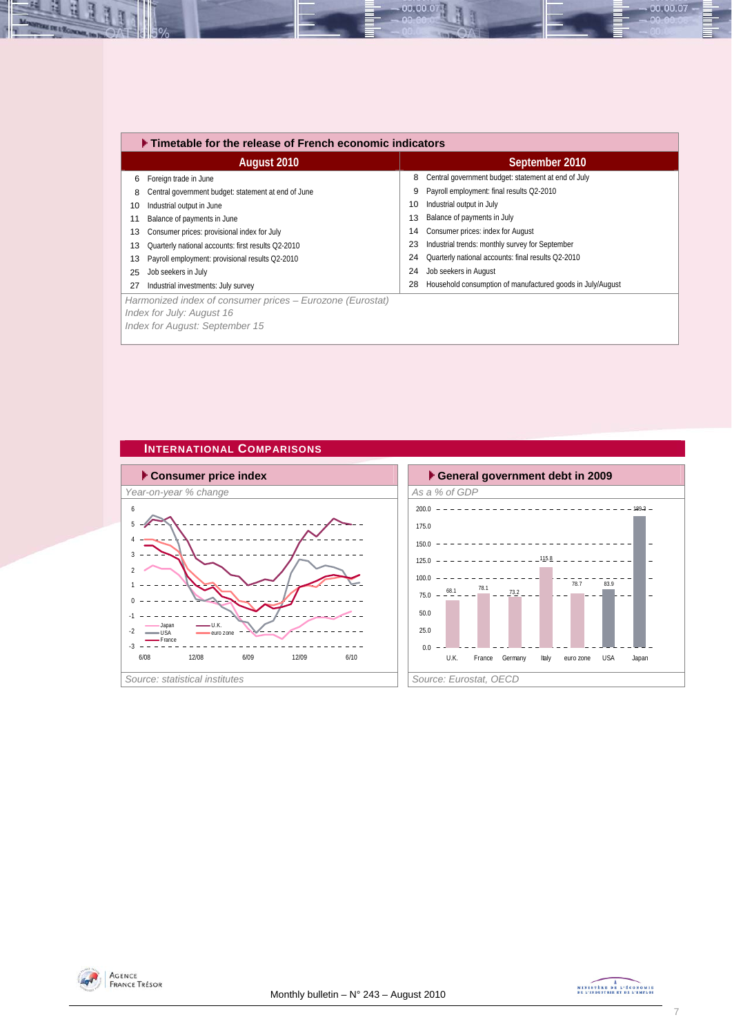## Timetable for the release of French economic indicators

| August 2010 | | September 2010 | |
|---|---|---|---|
| 6 | Foreign trade in June | 8 | Central government budget: statement at end of July |
| 8 | Central government budget: statement at end of June | 9 | Payroll employment: final results Q2-2010 |
| 10 | Industrial output in June | 10 | Industrial output in July |
| 11 | Balance of payments in June | 13 | Balance of payments in July |
| 13 | Consumer prices: provisional index for July | 14 | Consumer prices: index for August |
| 13 | Quarterly national accounts: first results Q2-2010 | 23 | Industrial trends: monthly survey for September |
| 13 | Payroll employment: provisional results Q2-2010 | 24 | Quarterly national accounts: final results Q2-2010 |
| 25 | Job seekers in July | 24 | Job seekers in August |
| 27 | Industrial investments: July survey | 28 | Household consumption of manufactured goods in July/August |

*Harmonized index of consumer prices – Eurozone (Eurostat)*
*Index for July: August 16*
*Index for August: September 15*

## International Comparisons

### Consumer price index

*Year-on-year % change*

Source: statistical institutes

### General government debt in 2009

*As a % of GDP*

| | U.K. | France | Germany | Italy | euro zone | USA | Japan |
|---|---|---|---|---|---|---|---|
| Debt | 68.1 | 78.1 | 73.2 | 115.8 | 78.7 | 83.9 | 189.3 |

Source: Eurostat, OECD

Monthly bulletin – N° 243 – August 2010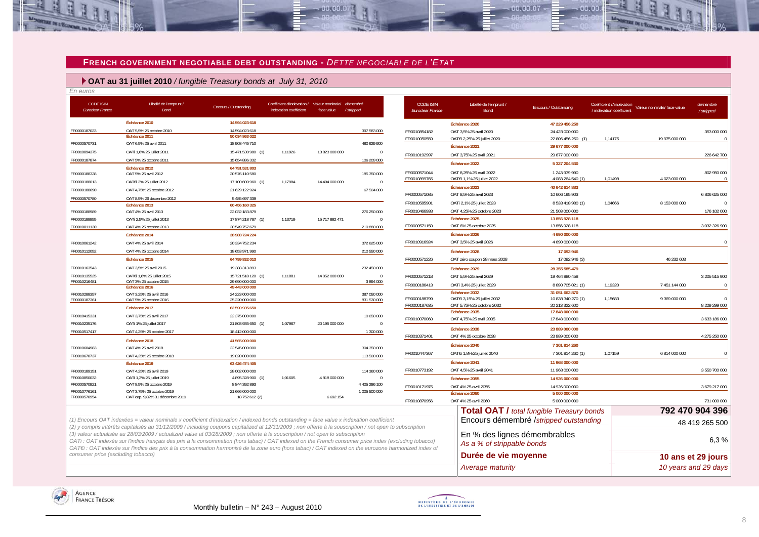## FRENCH GOVERNMENT NEGOTIABLE DEBT OUTSTANDING - *DETTE NEGOCIABLE DE L'ETAT*

### OAT au 31 juillet 2010 / *fungible Treasury bonds at July 31, 2010*

*En euros*

| CODE ISIN *Euroclear France* | Libellé de l'emprunt / *Bond* | Encours / *Outstanding* | Coefficient d'indexation / *indexation coefficient* | Valeur nominale/ *face value* | démembré / *stripped* |
|---|---|---|---|---|---|
| | **Échéance 2010** | **14 594 023 618** | | | |
| FR0000187023 | OAT 5,5% 25 octobre 2010 | 14 594 023 618 | | | 397 583 000 |
| | **Échéance 2011** | **50 034 863 022** | | | |
| FR0000570731 | OAT 6,5% 25 avril 2011 | 18 908 445 710 | | | 480 629 900 |
| FR0010094375 | OATi 1,6% 25 juillet 2011 | 15 471 530 980 (1) | 1,11926 | 13 823 000 000 | 0 |
| FR0000187874 | OAT 5% 25 octobre 2011 | 15 654 886 332 | | | 106 209 000 |
| | **Échéance 2012** | **64 791 531 803** | | | |
| FR0000188328 | OAT 5% 25 avril 2012 | 20 576 110 580 | | | 185 350 000 |
| FR0000188013 | OAT€i 3% 25 juillet 2012 | 17 100 600 960 (1) | 1,17984 | 14 494 000 000 | 0 |
| FR0000188690 | OAT 4,75% 25 octobre 2012 | 21 629 122 924 | | | 67 504 000 |
| FR0000570780 | OAT 8,5% 26 décembre 2012 | 5 485 697 339 | | | |
| | **Échéance 2013** | **60 456 160 325** | | | |
| FR0000188989 | OAT 4% 25 avril 2013 | 22 032 183 879 | | | 276 250 000 |
| FR0000188955 | OATi 2,5% 25 juillet 2013 | 17 874 218 767 (1) | 1,13719 | 15 717 882 471 | 0 |
| FR0010011130 | OAT 4% 25 octobre 2013 | 20 549 757 679 | | | 210 880 000 |
| | **Échéance 2014** | **38 988 724 224** | | | |
| FR0010061242 | OAT 4% 25 avril 2014 | 20 334 752 234 | | | 372 625 000 |
| FR0010112052 | OAT 4% 25 octobre 2014 | 18 653 971 990 | | | 210 550 000 |
| | **Échéance 2015** | **64 799 832 013** | | | |
| FR0010163543 | OAT 3,5% 25 avril 2015 | 19 388 313 893 | | | 232 450 000 |
| FR0010135525 | OAT€i 1,6% 25 juillet 2015 | 15 721 518 120 (1) | 1,11881 | 14 052 000 000 | 0 |
| FR0010216481 | OAT 3% 25 octobre 2015 | 29 690 000 000 | | | 3 894 000 |
| | **Échéance 2016** | **49 443 000 000** | | | |
| FR0010288357 | OAT 3,25% 25 avril 2016 | 24 223 000 000 | | | 387 050 000 |
| FR0000187361 | OAT 5% 25 octobre 2016 | 25 220 000 000 | | | 831 530 000 |
| | **Échéance 2017** | **62 590 935 650** | | | |
| FR0010415331 | OAT 3,75% 25 avril 2017 | 22 375 000 000 | | | 10 650 000 |
| FR0010235176 | OATi 1% 25 juillet 2017 | 21 803 935 650 (1) | 1,07967 | 20 195 000 000 | 0 |
| FR0010517417 | OAT 4,25% 25 octobre 2017 | 18 412 000 000 | | | 1 300 000 |
| | **Échéance 2018** | **41 565 000 000** | | | |
| FR0010604983 | OAT 4% 25 avril 2018 | 22 545 000 000 | | | 304 350 000 |
| FR0010670737 | OAT 4,25% 25 octobre 2018 | 19 020 000 000 | | | 113 500 000 |
| | **Échéance 2019** | **63 426 474 405** | | | |
| FR0000189151 | OAT 4,25% 25 avril 2019 | 28 002 000 000 | | | 114 360 000 |
| FR0010850032 | OATi 1,3% 25 juillet 2019 | 4 895 328 900 (1) | 1,01605 | 4 818 000 000 | 0 |
| FR0000570921 | OAT 8,5% 25 octobre 2019 | 8 844 392 893 | | | 4 405 286 100 |
| FR0010776161 | OAT 3,75% 25 octobre 2019 | 21 666 000 000 | | | 1 005 500 000 |
| FR0000570954 | OAT cap. 9,82% 31 décembre 2019 | 18 752 612 (2) | | 6 692 154 | |
| | **Échéance 2020** | **47 229 456 250** | | | |
| FR0010854182 | OAT 3,5% 25 avril 2020 | 24 423 000 000 | | | 353 000 000 |
| FR0010050559 | OAT€i 2,25% 25 juillet 2020 | 22 806 456 250 (1) | 1,14175 | 19 975 000 000 | 0 |
| | **Échéance 2021** | **29 677 000 000** | | | |
| FR0010192997 | OAT 3,75% 25 avril 2021 | 29 677 000 000 | | | 226 642 700 |
| | **Échéance 2022** | **5 327 204 530** | | | |
| FR0000571044 | OAT 8,25% 25 avril 2022 | 1 243 939 990 | | | 802 950 000 |
| FR0010899765 | OAT€i 1,1% 25 juillet 2022 | 4 083 264 540 (1) | 1,01498 | 4 023 000 000 | 0 |
| | **Échéance 2023** | **40 642 614 883** | | | |
| FR0000571085 | OAT 8,5% 25 avril 2023 | 10 606 195 903 | | | 6 806 625 000 |
| FR0010585901 | OATi 2,1% 25 juillet 2023 | 8 533 418 980 (1) | 1,04666 | 8 153 000 000 | 0 |
| FR0010466938 | OAT 4,25% 25 octobre 2023 | 21 503 000 000 | | | 176 102 000 |
| | **Échéance 2025** | **13 856 928 118** | | | |
| FR0000571150 | OAT 6% 25 octobre 2025 | 13 856 928 118 | | | 3 032 326 900 |
| | **Échéance 2026** | **4 690 000 000** | | | |
| FR0010916924 | OAT 3,5% 25 avril 2026 | 4 690 000 000 | | | 0 |
| | **Échéance 2028** | **17 092 946** | | | |
| FR0000571226 | OAT zéro coupon 28 mars 2028 | 17 092 946 (3) | | 46 232 603 | |
| | **Échéance 2029** | **28 355 585 479** | | | |
| FR0000571218 | OAT 5,5% 25 avril 2029 | 19 464 880 458 | | | 3 205 515 900 |
| FR0000186413 | OATi 3,4% 25 juillet 2029 | 8 890 705 021 (1) | 1,19320 | 7 451 144 000 | 0 |
| | **Échéance 2032** | **31 051 662 870** | | | |
| FR0000188799 | OAT€i 3,15% 25 juillet 2032 | 10 838 340 270 (1) | 1,15683 | 9 369 000 000 | 0 |
| FR0000187635 | OAT 5,75% 25 octobre 2032 | 20 213 322 600 | | | 8 229 299 000 |
| | **Échéance 2035** | **17 848 000 000** | | | |
| FR0010070060 | OAT 4,75% 25 avril 2035 | 17 848 000 000 | | | 3 633 186 000 |
| | **Échéance 2038** | **23 889 000 000** | | | |
| FR0010371401 | OAT 4% 25 octobre 2038 | 23 889 000 000 | | | 4 275 250 000 |
| | **Échéance 2040** | **7 301 814 260** | | | |
| FR0010447367 | OAT€i 1,8% 25 juillet 2040 | 7 301 814 260 (1) | 1,07159 | 6 814 000 000 | 0 |
| | **Échéance 2041** | **11 968 000 000** | | | |
| FR0010773192 | OAT 4,5% 25 avril 2041 | 11 968 000 000 | | | 3 550 700 000 |
| | **Échéance 2055** | **14 926 000 000** | | | |
| FR0010171975 | OAT 4% 25 avril 2055 | 14 926 000 000 | | | 3 679 217 000 |
| | **Échéance 2060** | **5 000 000 000** | | | |
| FR0010870956 | OAT 4% 25 avril 2060 | 5 000 000 000 | | | 731 000 000 |

| | |
|---|---|
| **Total OAT /** *total fungible Treasury bonds* | **792 470 904 396** |
| Encours démembré /*stripped outstanding* | 48 419 265 500 |
| En % des lignes démembrables *As a % of strippable bonds* | 6,3 % |
| **Durée de vie moyenne** *Average maturity* | **10 ans et 29 jours** *10 years and 29 days* |

*(1) Encours OAT indexées = valeur nominale x coefficient d'indexation / indexed bonds outstanding = face value x indexation coefficient*
*(2) y compris intérêts capitalisés au 31/12/2009 / including coupons capitalized at 12/31/2009 ; non offerte à la souscription / not open to subscription*
*(3) valeur actualisée au 28/03/2009 / actualized value at 03/28/2009 ; non offerte à la souscription / not open to subscription*
*OATi : OAT indexée sur l'indice français des prix à la consommation (hors tabac) / OAT indexed on the French consumer price index (excluding tobacco)*
*OAT€i : OAT indexée sur l'indice des prix à la consommation harmonisé de la zone euro (hors tabac) / OAT indexed on the eurozone harmonized index of consumer price (excluding tobacco)*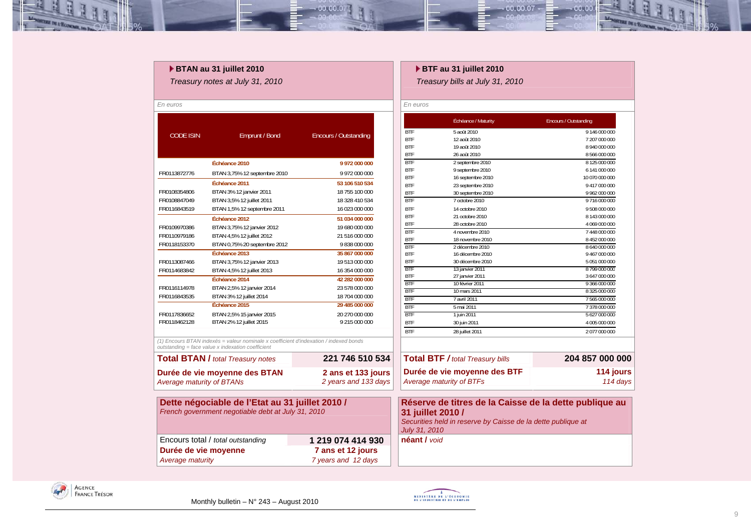## BTAN au 31 juillet 2010

*Treasury notes at July 31, 2010*

*En euros*

| CODE ISIN | Emprunt / Bond | Encours / Outstanding |
|---|---|---|
| | **Échéance 2010** | **9 972 000 000** |
| FR0113872776 | BTAN 3,75% 12 septembre 2010 | 9 972 000 000 |
| | **Échéance 2011** | **53 106 510 534** |
| FR0108354806 | BTAN 3% 12 janvier 2011 | 18 755 100 000 |
| FR0108847049 | BTAN 3,5% 12 juillet 2011 | 18 328 410 534 |
| FR0116843519 | BTAN 1,5% 12 septembre 2011 | 16 023 000 000 |
| | **Échéance 2012** | **51 034 000 000** |
| FR0109970386 | BTAN 3,75% 12 janvier 2012 | 19 680 000 000 |
| FR0110979186 | BTAN 4,5% 12 juillet 2012 | 21 516 000 000 |
| FR0118153370 | BTAN 0,75% 20 septembre 2012 | 9 838 000 000 |
| | **Échéance 2013** | **35 867 000 000** |
| FR0113087466 | BTAN 3,75% 12 janvier 2013 | 19 513 000 000 |
| FR0114683842 | BTAN 4,5% 12 juillet 2013 | 16 354 000 000 |
| | **Échéance 2014** | **42 282 000 000** |
| FR0116114978 | BTAN 2,5% 12 janvier 2014 | 23 578 000 000 |
| FR0116843535 | BTAN 3% 12 juillet 2014 | 18 704 000 000 |
| | **Échéance 2015** | **29 485 000 000** |
| FR0117836652 | BTAN 2,5% 15 janvier 2015 | 20 270 000 000 |
| FR0118462128 | BTAN 2% 12 juillet 2015 | 9 215 000 000 |

*(1) Encours BTAN indexés = valeur nominale x coefficient d'indexation / indexed bonds outstanding = face value x indexation coefficient*

| | |
|---|---|
| **Total BTAN /** *total Treasury notes* | **221 746 510 534** |
| **Durée de vie moyenne des BTAN** *Average maturity of BTANs* | **2 ans et 133 jours** *2 years and 133 days* |

## BTF au 31 juillet 2010

*Treasury bills at July 31, 2010*

*En euros*

| | Échéance / Maturity | Encours / Outstanding |
|---|---|---|
| BTF | 5 août 2010 | 9 146 000 000 |
| BTF | 12 août 2010 | 7 207 000 000 |
| BTF | 19 août 2010 | 8 940 000 000 |
| BTF | 26 août 2010 | 8 566 000 000 |
| BTF | 2 septembre 2010 | 8 125 000 000 |
| BTF | 9 septembre 2010 | 6 141 000 000 |
| BTF | 16 septembre 2010 | 10 070 000 000 |
| BTF | 23 septembre 2010 | 9 417 000 000 |
| BTF | 30 septembre 2010 | 9 962 000 000 |
| BTF | 7 octobre 2010 | 9 716 000 000 |
| BTF | 14 octobre 2010 | 9 508 000 000 |
| BTF | 21 octobre 2010 | 8 143 000 000 |
| BTF | 28 octobre 2010 | 4 069 000 000 |
| BTF | 4 novembre 2010 | 7 448 000 000 |
| BTF | 18 novembre 2010 | 8 452 000 000 |
| BTF | 2 décembre 2010 | 8 640 000 000 |
| BTF | 16 décembre 2010 | 9 467 000 000 |
| BTF | 30 décembre 2010 | 5 051 000 000 |
| BTF | 13 janvier 2011 | 8 799 000 000 |
| BTF | 27 janvier 2011 | 3 647 000 000 |
| BTF | 10 février 2011 | 9 366 000 000 |
| BTF | 10 mars 2011 | 8 325 000 000 |
| BTF | 7 avril 2011 | 7 565 000 000 |
| BTF | 5 mai 2011 | 7 378 000 000 |
| BTF | 1 juin 2011 | 5 627 000 000 |
| BTF | 30 juin 2011 | 4 005 000 000 |
| BTF | 28 juillet 2011 | 2 077 000 000 |

| | |
|---|---|
| **Total BTF /** *total Treasury bills* | **204 857 000 000** |
| **Durée de vie moyenne des BTF** *Average maturity of BTFs* | **114 jours** *114 days* |

## Dette négociable de l'Etat au 31 juillet 2010 /

*French government negotiable debt at July 31, 2010*

| | |
|---|---|
| Encours total / *total outstanding* | **1 219 074 414 930** |
| **Durée de vie moyenne** *Average maturity* | **7 ans et 12 jours** *7 years and 12 days* |

## Réserve de titres de la Caisse de la dette publique au 31 juillet 2010 /

*Securities held in reserve by Caisse de la dette publique at July 31, 2010*

**néant /** *void*

Monthly bulletin – N° 243 – August 2010